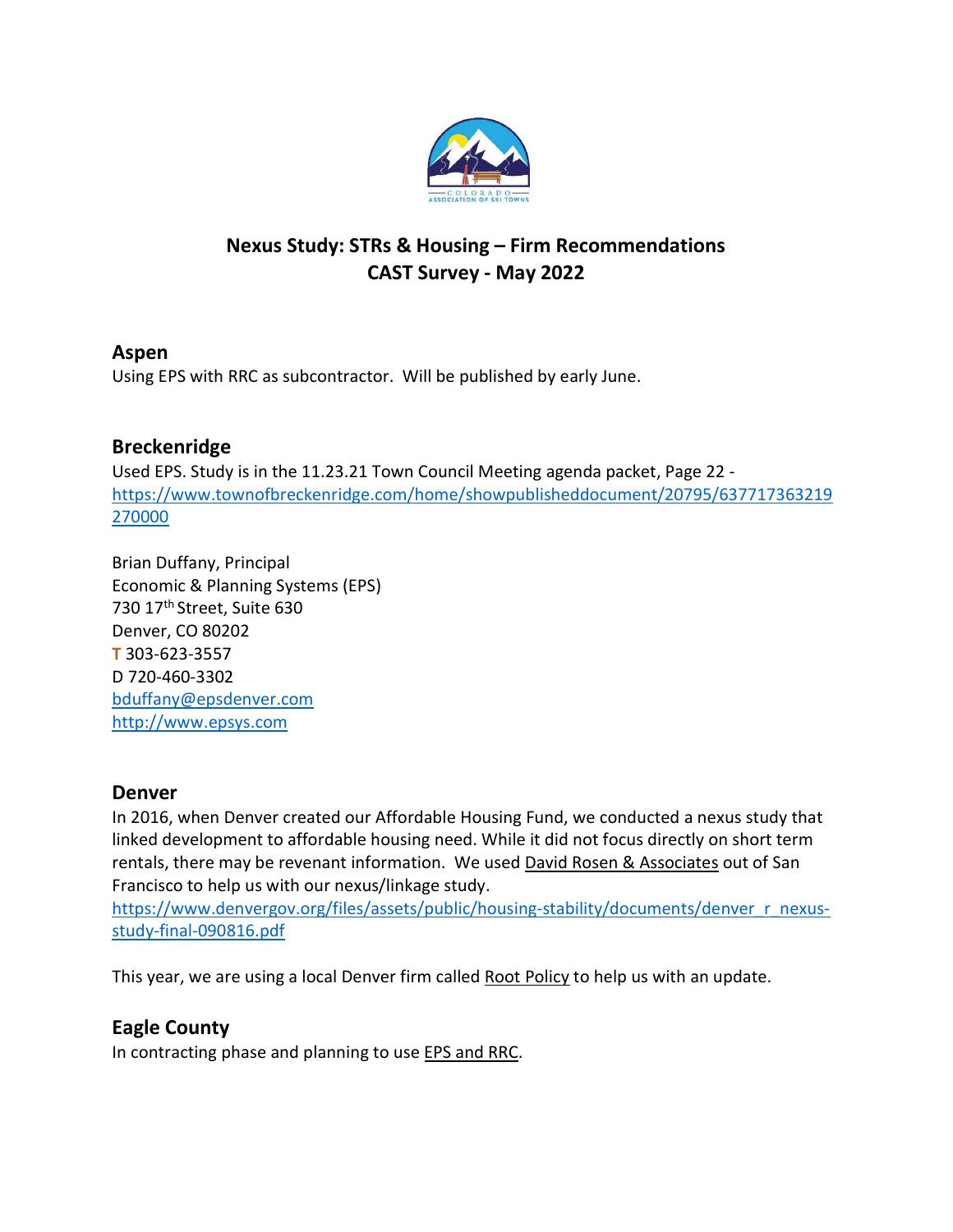# Nexus Study: STRs & Housing – Firm Recommendations
# CAST Survey - May 2022

## Aspen

Using EPS with RRC as subcontractor. Will be published by early June.

## Breckenridge

Used EPS. Study is in the 11.23.21 Town Council Meeting agenda packet, Page 22 - https://www.townofbreckenridge.com/home/showpublisheddocument/20795/637717363219270000

Brian Duffany, Principal
Economic & Planning Systems (EPS)
730 17th Street, Suite 630
Denver, CO 80202
**T** 303-623-3557
D 720-460-3302
bduffany@epsdenver.com
http://www.epsys.com

## Denver

In 2016, when Denver created our Affordable Housing Fund, we conducted a nexus study that linked development to affordable housing need. While it did not focus directly on short term rentals, there may be revenant information. We used David Rosen & Associates out of San Francisco to help us with our nexus/linkage study.
https://www.denvergov.org/files/assets/public/housing-stability/documents/denver_r_nexus-study-final-090816.pdf

This year, we are using a local Denver firm called Root Policy to help us with an update.

## Eagle County

In contracting phase and planning to use EPS and RRC.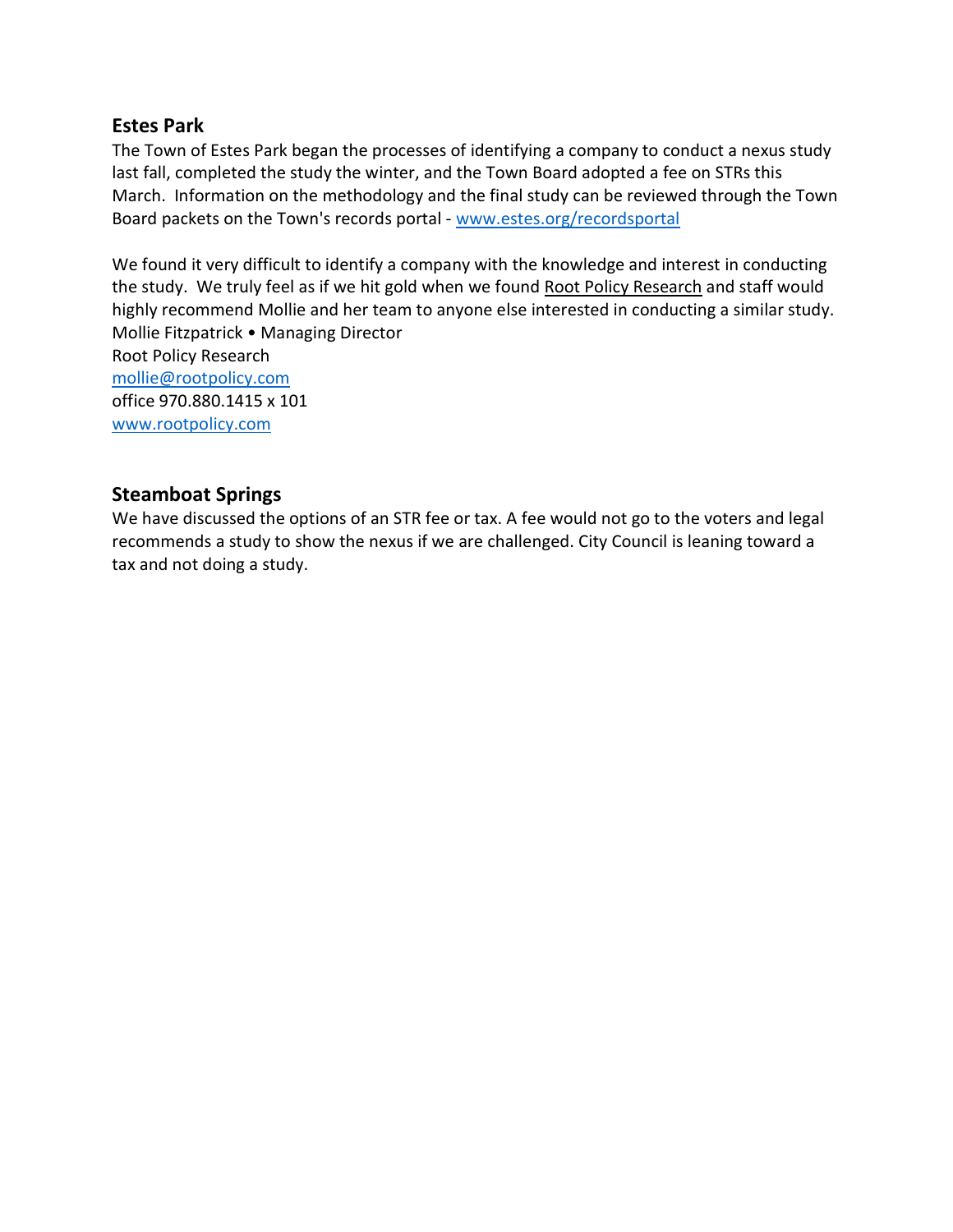### Estes Park

The Town of Estes Park began the processes of identifying a company to conduct a nexus study last fall, completed the study the winter, and the Town Board adopted a fee on STRs this March. Information on the methodology and the final study can be reviewed through the Town Board packets on the Town's records portal - www.estes.org/recordsportal

We found it very difficult to identify a company with the knowledge and interest in conducting the study. We truly feel as if we hit gold when we found Root Policy Research and staff would highly recommend Mollie and her team to anyone else interested in conducting a similar study.
Mollie Fitzpatrick • Managing Director
Root Policy Research
mollie@rootpolicy.com
office 970.880.1415 x 101
www.rootpolicy.com

### Steamboat Springs

We have discussed the options of an STR fee or tax. A fee would not go to the voters and legal recommends a study to show the nexus if we are challenged. City Council is leaning toward a tax and not doing a study.